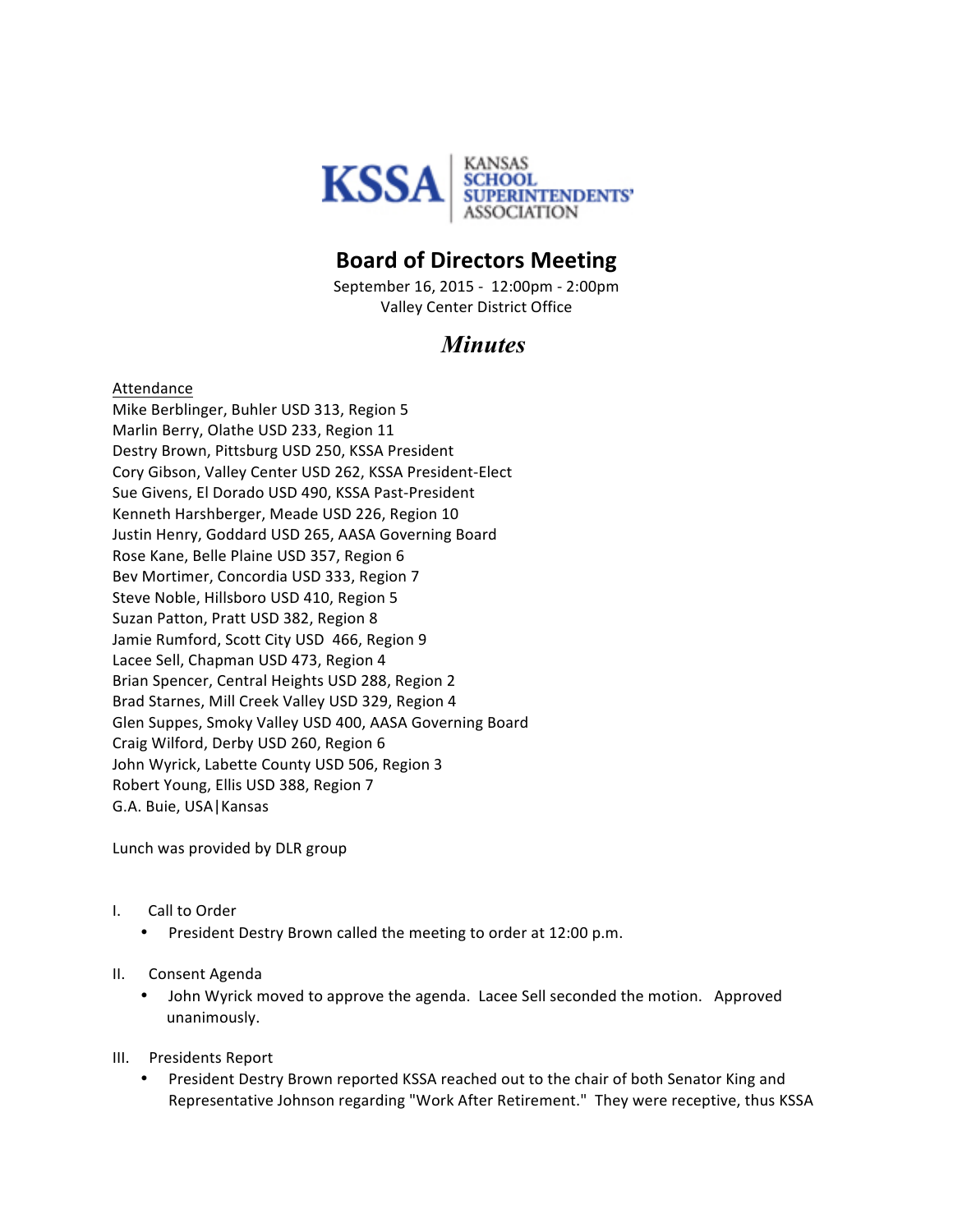KSSA | KANSAS SCHOOL SUPERINTENDENTS' ASSOCIATION

# Board of Directors Meeting

September 16, 2015 - 12:00pm - 2:00pm
Valley Center District Office

## *Minutes*

Attendance
Mike Berblinger, Buhler USD 313, Region 5
Marlin Berry, Olathe USD 233, Region 11
Destry Brown, Pittsburg USD 250, KSSA President
Cory Gibson, Valley Center USD 262, KSSA President-Elect
Sue Givens, El Dorado USD 490, KSSA Past-President
Kenneth Harshberger, Meade USD 226, Region 10
Justin Henry, Goddard USD 265, AASA Governing Board
Rose Kane, Belle Plaine USD 357, Region 6
Bev Mortimer, Concordia USD 333, Region 7
Steve Noble, Hillsboro USD 410, Region 5
Suzan Patton, Pratt USD 382, Region 8
Jamie Rumford, Scott City USD 466, Region 9
Lacee Sell, Chapman USD 473, Region 4
Brian Spencer, Central Heights USD 288, Region 2
Brad Starnes, Mill Creek Valley USD 329, Region 4
Glen Suppes, Smoky Valley USD 400, AASA Governing Board
Craig Wilford, Derby USD 260, Region 6
John Wyrick, Labette County USD 506, Region 3
Robert Young, Ellis USD 388, Region 7
G.A. Buie, USA|Kansas

Lunch was provided by DLR group

I. Call to Order
- President Destry Brown called the meeting to order at 12:00 p.m.

II. Consent Agenda
- John Wyrick moved to approve the agenda. Lacee Sell seconded the motion. Approved unanimously.

III. Presidents Report
- President Destry Brown reported KSSA reached out to the chair of both Senator King and Representative Johnson regarding "Work After Retirement." They were receptive, thus KSSA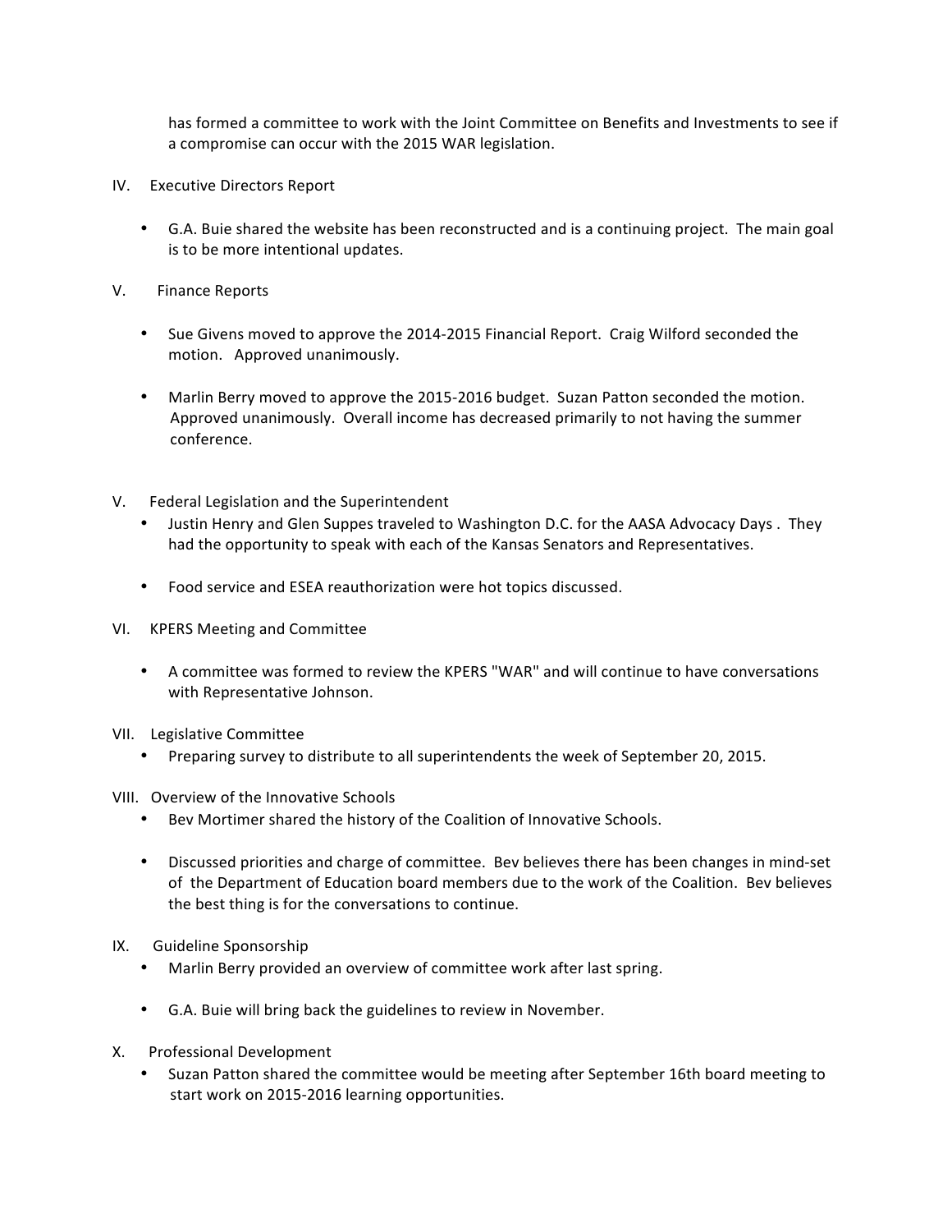has formed a committee to work with the Joint Committee on Benefits and Investments to see if a compromise can occur with the 2015 WAR legislation.

IV. Executive Directors Report

- G.A. Buie shared the website has been reconstructed and is a continuing project. The main goal is to be more intentional updates.

V. Finance Reports

- Sue Givens moved to approve the 2014-2015 Financial Report. Craig Wilford seconded the motion. Approved unanimously.

- Marlin Berry moved to approve the 2015-2016 budget. Suzan Patton seconded the motion. Approved unanimously. Overall income has decreased primarily to not having the summer conference.

V. Federal Legislation and the Superintendent

- Justin Henry and Glen Suppes traveled to Washington D.C. for the AASA Advocacy Days . They had the opportunity to speak with each of the Kansas Senators and Representatives.

- Food service and ESEA reauthorization were hot topics discussed.

VI. KPERS Meeting and Committee

- A committee was formed to review the KPERS "WAR" and will continue to have conversations with Representative Johnson.

VII. Legislative Committee

- Preparing survey to distribute to all superintendents the week of September 20, 2015.

VIII. Overview of the Innovative Schools

- Bev Mortimer shared the history of the Coalition of Innovative Schools.

- Discussed priorities and charge of committee. Bev believes there has been changes in mind-set of the Department of Education board members due to the work of the Coalition. Bev believes the best thing is for the conversations to continue.

IX. Guideline Sponsorship

- Marlin Berry provided an overview of committee work after last spring.

- G.A. Buie will bring back the guidelines to review in November.

X. Professional Development

- Suzan Patton shared the committee would be meeting after September 16th board meeting to start work on 2015-2016 learning opportunities.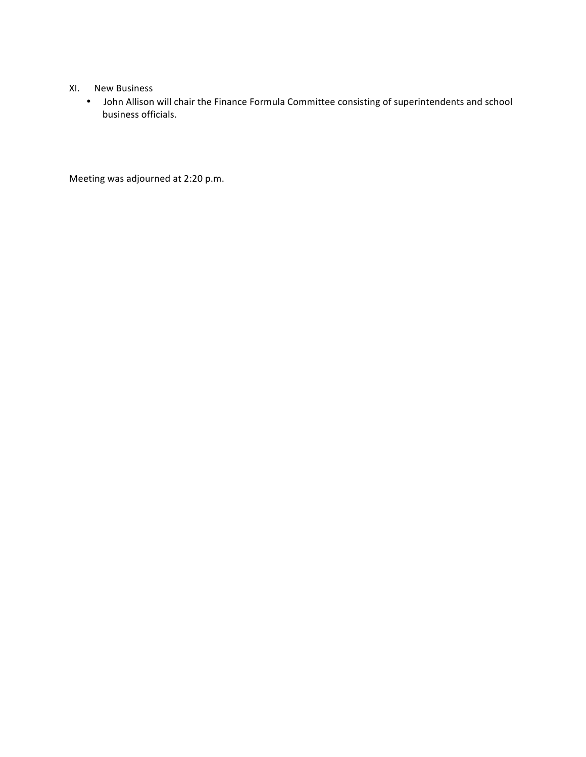XI. New Business

- John Allison will chair the Finance Formula Committee consisting of superintendents and school business officials.

Meeting was adjourned at 2:20 p.m.